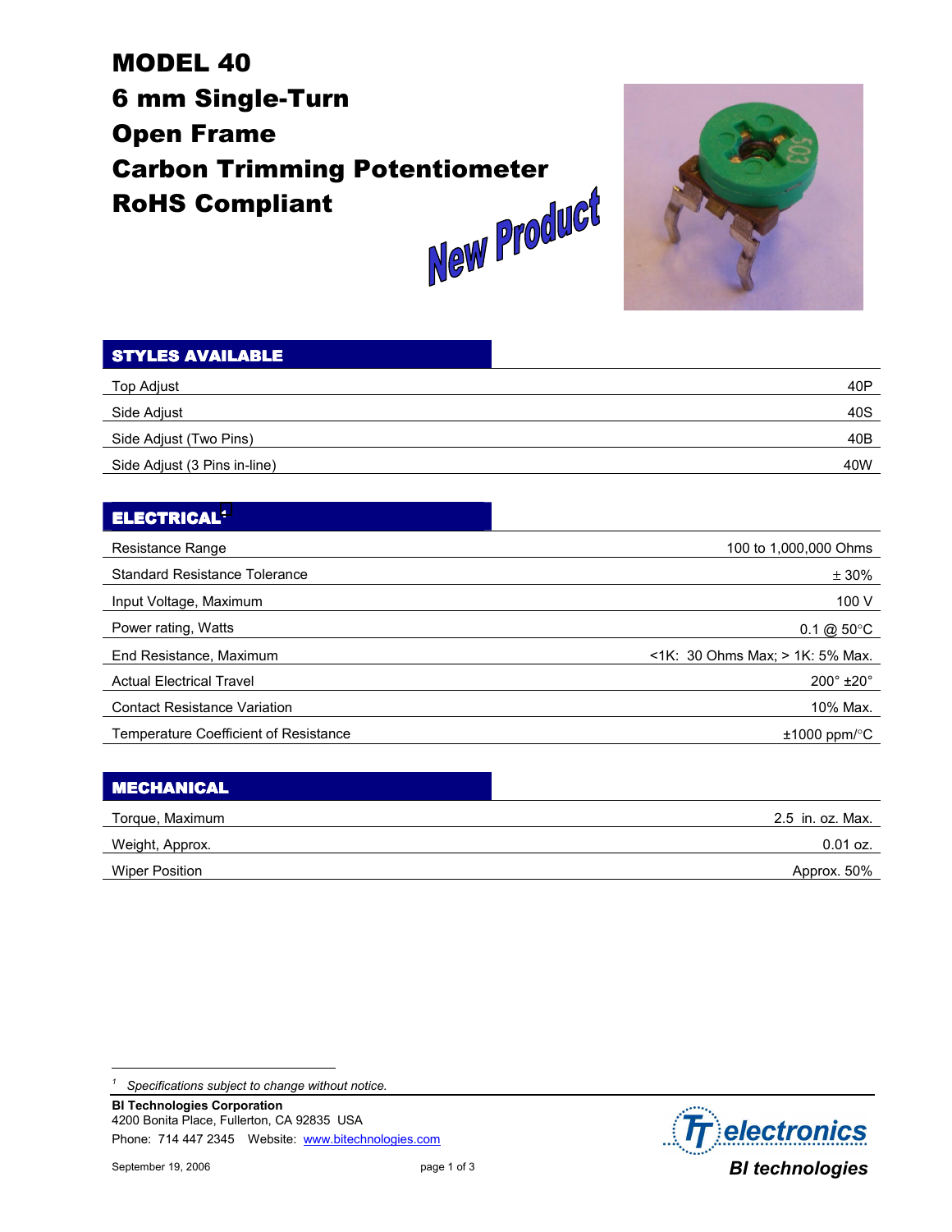# MODEL 40
# 6 mm Single-Turn
# Open Frame
# Carbon Trimming Potentiometer
# RoHS Compliant

New Product

## STYLES AVAILABLE

| | |
|---|---|
| Top Adjust | 40P |
| Side Adjust | 40S |
| Side Adjust (Two Pins) | 40B |
| Side Adjust (3 Pins in-line) | 40W |

## ELECTRICAL[1]

| | |
|---|---|
| Resistance Range | 100 to 1,000,000 Ohms |
| Standard Resistance Tolerance | ± 30% |
| Input Voltage, Maximum | 100 V |
| Power rating, Watts | 0.1 @ 50°C |
| End Resistance, Maximum | <1K: 30 Ohms Max; > 1K: 5% Max. |
| Actual Electrical Travel | 200° ±20° |
| Contact Resistance Variation | 10% Max. |
| Temperature Coefficient of Resistance | ±1000 ppm/°C |

## MECHANICAL

| | |
|---|---|
| Torque, Maximum | 2.5 in. oz. Max. |
| Weight, Approx. | 0.01 oz. |
| Wiper Position | Approx. 50% |

[1] *Specifications subject to change without notice.*

**BI Technologies Corporation**
4200 Bonita Place, Fullerton, CA 92835 USA
Phone: 714 447 2345 Website: www.bitechnologies.com

September 19, 2006

TT electronics
BI technologies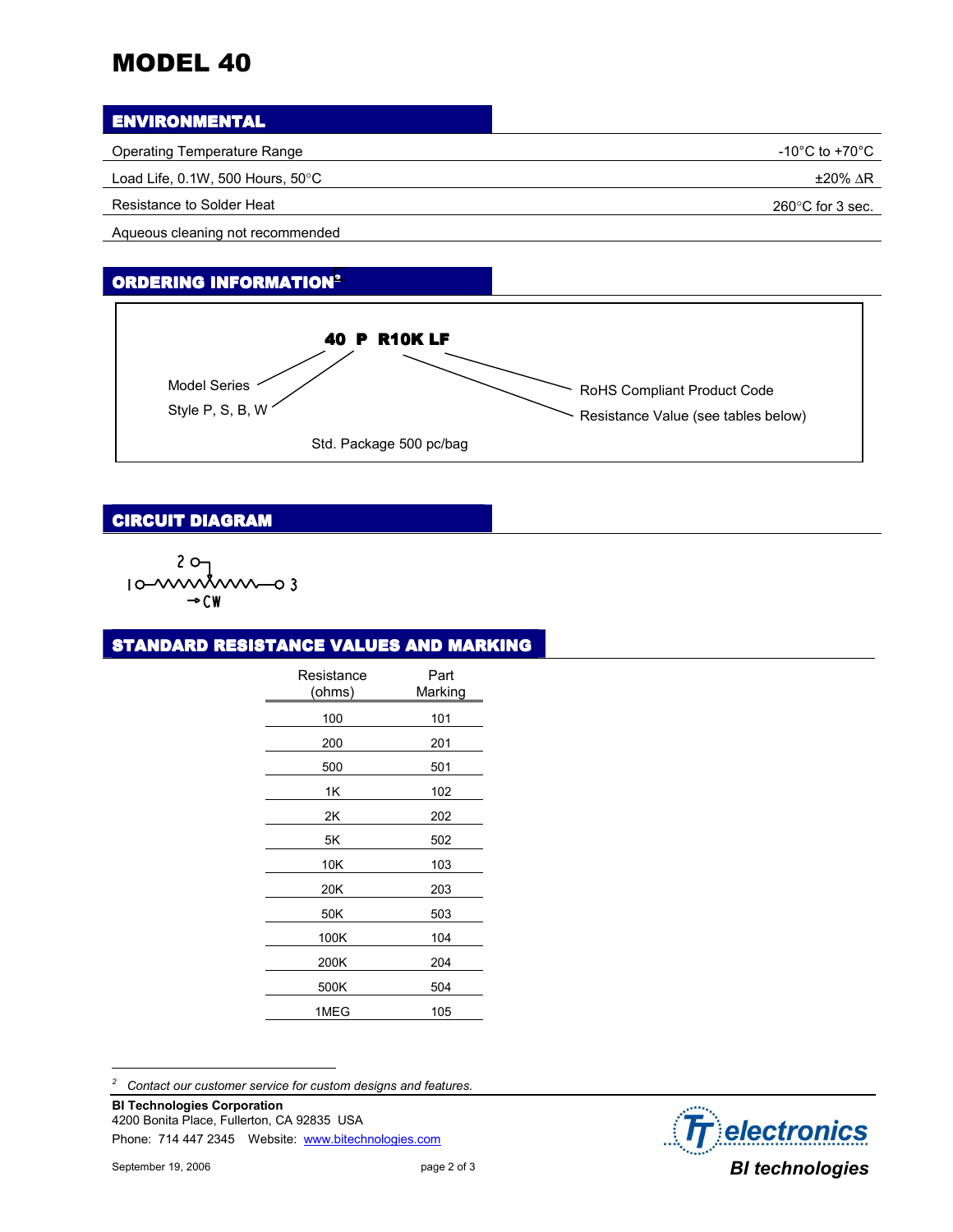# MODEL 40

## ENVIRONMENTAL

| | |
|---|---|
| Operating Temperature Range | -10°C to +70°C |
| Load Life, 0.1W, 500 Hours, 50°C | ±20% ΔR |
| Resistance to Solder Heat | 260°C for 3 sec. |
| Aqueous cleaning not recommended | |

## ORDERING INFORMATION[2]

**40 P R10K LF**

- 40 — Model Series
- P — Style P, S, B, W
- R10K — Resistance Value (see tables below)
- LF — RoHS Compliant Product Code

Std. Package 500 pc/bag

## CIRCUIT DIAGRAM

1 — 3 (wiper 2), → CW

## STANDARD RESISTANCE VALUES AND MARKING

| Resistance (ohms) | Part Marking |
|---|---|
| 100 | 101 |
| 200 | 201 |
| 500 | 501 |
| 1K | 102 |
| 2K | 202 |
| 5K | 502 |
| 10K | 103 |
| 20K | 203 |
| 50K | 503 |
| 100K | 104 |
| 200K | 204 |
| 500K | 504 |
| 1MEG | 105 |

[2] *Contact our customer service for custom designs and features.*

**BI Technologies Corporation**
4200 Bonita Place, Fullerton, CA 92835 USA
Phone: 714 447 2345 Website: www.bitechnologies.com

September 19, 2006

TT electronics BI technologies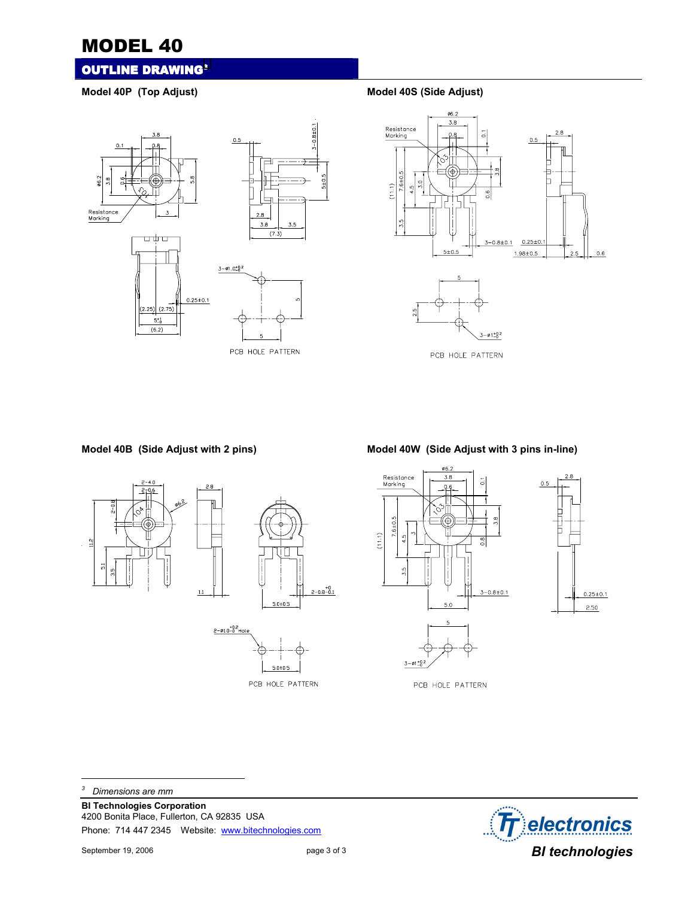# MODEL 40

## OUTLINE DRAWING[3]

**Model 40P (Top Adjust)**

**Model 40S (Side Adjust)**

**Model 40B (Side Adjust with 2 pins)**

**Model 40W (Side Adjust with 3 pins in-line)**

---

[3] *Dimensions are mm*

**BI Technologies Corporation**
4200 Bonita Place, Fullerton, CA 92835 USA
Phone: 714 447 2345 Website: www.bitechnologies.com

September 19, 2006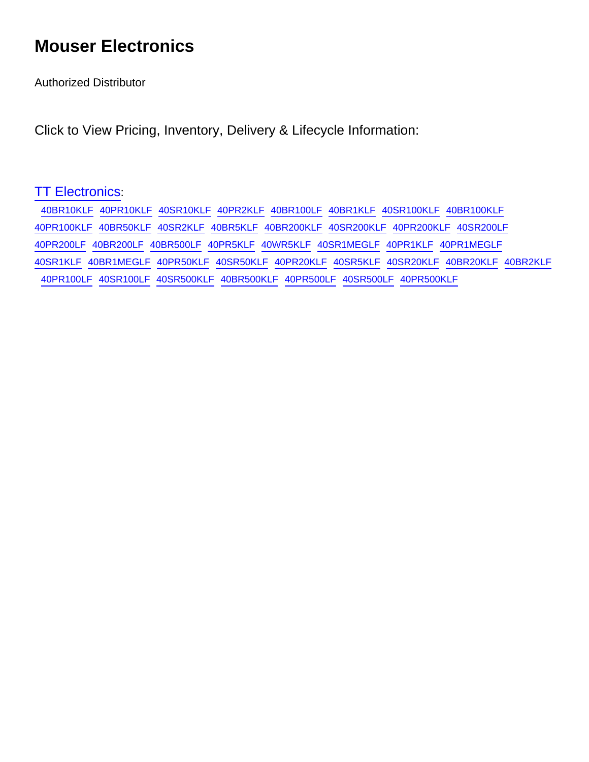# Mouser Electronics

Authorized Distributor

Click to View Pricing, Inventory, Delivery & Lifecycle Information:

TT Electronics:

40BR10KLF 40PR10KLF 40SR10KLF 40PR2KLF 40BR100LF 40BR1KLF 40SR100KLF 40BR100KLF 40PR100KLF 40BR50KLF 40SR2KLF 40BR5KLF 40BR200KLF 40SR200KLF 40PR200KLF 40SR200LF 40PR200LF 40BR200LF 40BR500LF 40PR5KLF 40WR5KLF 40SR1MEGLF 40PR1KLF 40PR1MEGLF 40SR1KLF 40BR1MEGLF 40PR50KLF 40SR50KLF 40PR20KLF 40SR5KLF 40SR20KLF 40BR20KLF 40BR2KLF 40PR100LF 40SR100LF 40SR500KLF 40BR500KLF 40PR500LF 40SR500LF 40PR500KLF